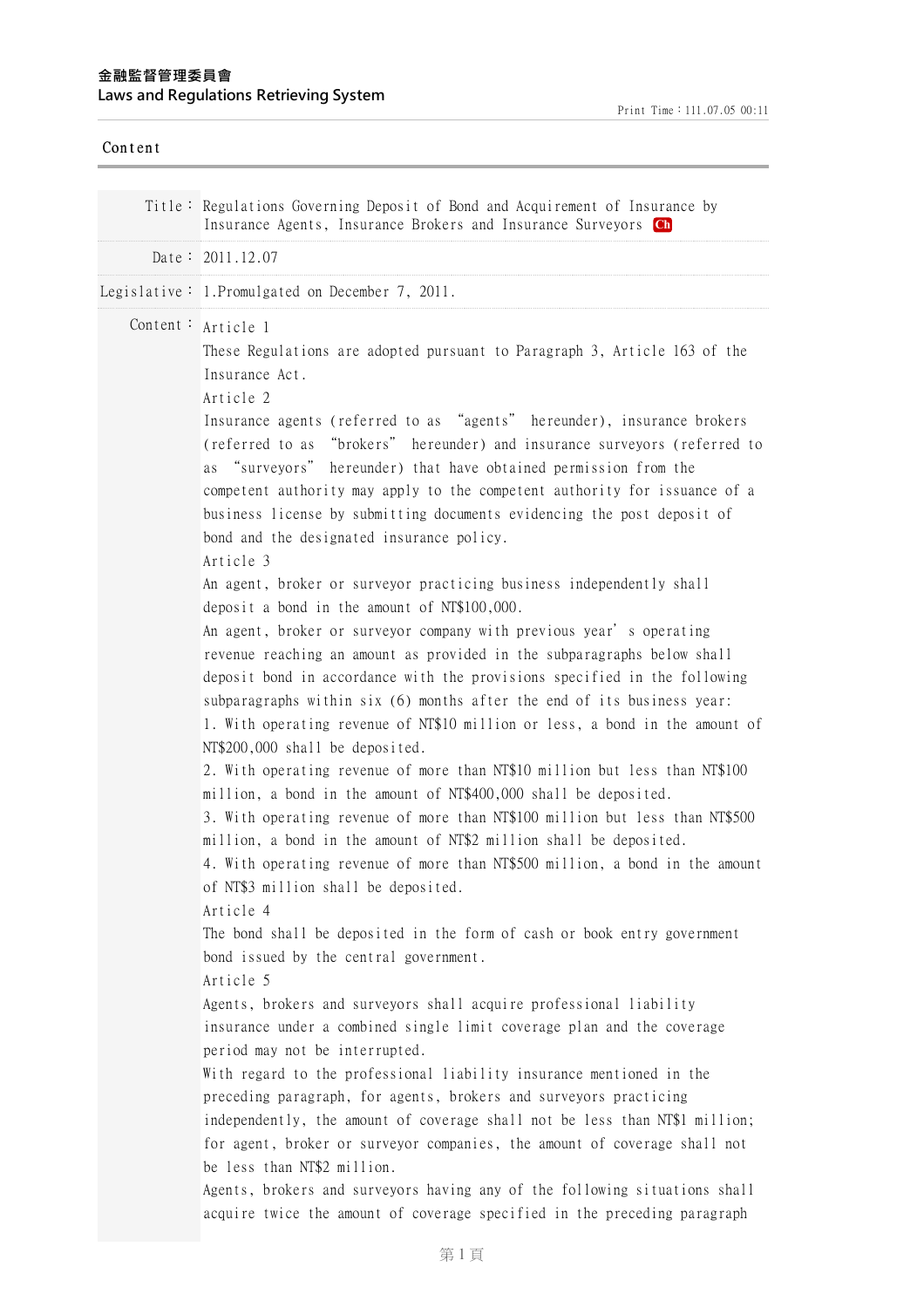**金融監督管理委員會**
**Laws and Regulations Retrieving System**

Print Time：111.07.05 00:11

## Content

Title： Regulations Governing Deposit of Bond and Acquirement of Insurance by Insurance Agents, Insurance Brokers and Insurance Surveyors Ch

Date： 2011.12.07

Legislative： 1.Promulgated on December 7, 2011.

Content：

Article 1

These Regulations are adopted pursuant to Paragraph 3, Article 163 of the Insurance Act.

Article 2

Insurance agents (referred to as "agents" hereunder), insurance brokers (referred to as "brokers" hereunder) and insurance surveyors (referred to as "surveyors" hereunder) that have obtained permission from the competent authority may apply to the competent authority for issuance of a business license by submitting documents evidencing the post deposit of bond and the designated insurance policy.

Article 3

An agent, broker or surveyor practicing business independently shall deposit a bond in the amount of NT$100,000.

An agent, broker or surveyor company with previous year's operating revenue reaching an amount as provided in the subparagraphs below shall deposit bond in accordance with the provisions specified in the following subparagraphs within six (6) months after the end of its business year:

1. With operating revenue of NT$10 million or less, a bond in the amount of NT$200,000 shall be deposited.
2. With operating revenue of more than NT$10 million but less than NT$100 million, a bond in the amount of NT$400,000 shall be deposited.
3. With operating revenue of more than NT$100 million but less than NT$500 million, a bond in the amount of NT$2 million shall be deposited.
4. With operating revenue of more than NT$500 million, a bond in the amount of NT$3 million shall be deposited.

Article 4

The bond shall be deposited in the form of cash or book entry government bond issued by the central government.

Article 5

Agents, brokers and surveyors shall acquire professional liability insurance under a combined single limit coverage plan and the coverage period may not be interrupted.

With regard to the professional liability insurance mentioned in the preceding paragraph, for agents, brokers and surveyors practicing independently, the amount of coverage shall not be less than NT$1 million; for agent, broker or surveyor companies, the amount of coverage shall not be less than NT$2 million.

Agents, brokers and surveyors having any of the following situations shall acquire twice the amount of coverage specified in the preceding paragraph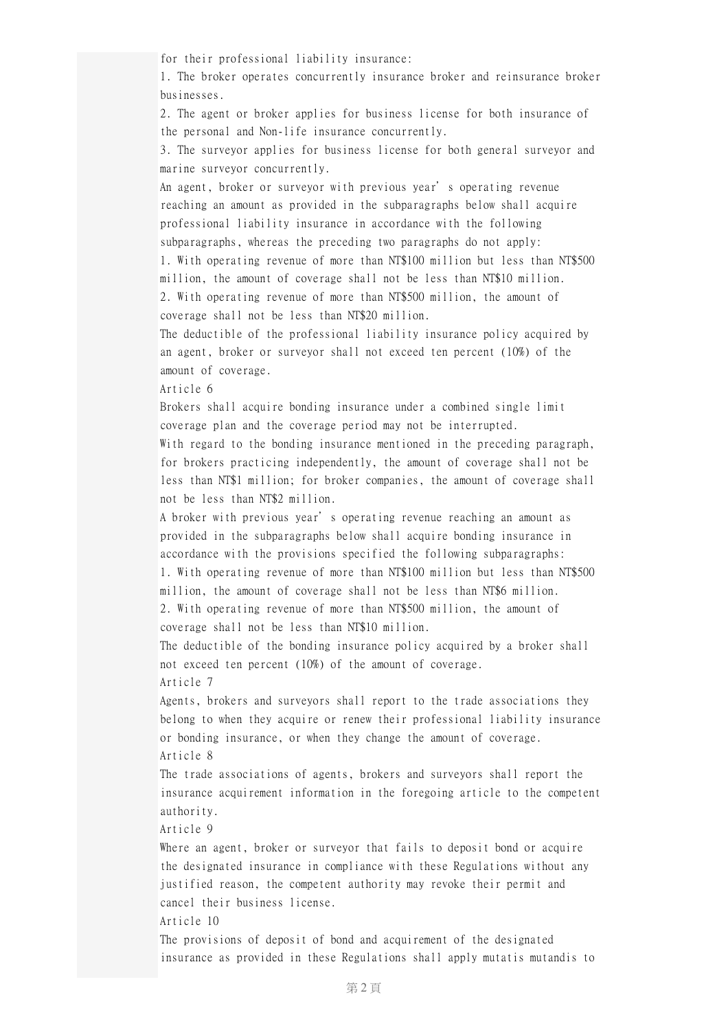for their professional liability insurance:

1. The broker operates concurrently insurance broker and reinsurance broker businesses.
2. The agent or broker applies for business license for both insurance of the personal and Non-life insurance concurrently.
3. The surveyor applies for business license for both general surveyor and marine surveyor concurrently.

An agent, broker or surveyor with previous year's operating revenue reaching an amount as provided in the subparagraphs below shall acquire professional liability insurance in accordance with the following subparagraphs, whereas the preceding two paragraphs do not apply:

1. With operating revenue of more than NT$100 million but less than NT$500 million, the amount of coverage shall not be less than NT$10 million.
2. With operating revenue of more than NT$500 million, the amount of coverage shall not be less than NT$20 million.

The deductible of the professional liability insurance policy acquired by an agent, broker or surveyor shall not exceed ten percent (10%) of the amount of coverage.

Article 6

Brokers shall acquire bonding insurance under a combined single limit coverage plan and the coverage period may not be interrupted.

With regard to the bonding insurance mentioned in the preceding paragraph, for brokers practicing independently, the amount of coverage shall not be less than NT$1 million; for broker companies, the amount of coverage shall not be less than NT$2 million.

A broker with previous year's operating revenue reaching an amount as provided in the subparagraphs below shall acquire bonding insurance in accordance with the provisions specified the following subparagraphs:

1. With operating revenue of more than NT$100 million but less than NT$500 million, the amount of coverage shall not be less than NT$6 million.
2. With operating revenue of more than NT$500 million, the amount of coverage shall not be less than NT$10 million.

The deductible of the bonding insurance policy acquired by a broker shall not exceed ten percent (10%) of the amount of coverage.

Article 7

Agents, brokers and surveyors shall report to the trade associations they belong to when they acquire or renew their professional liability insurance or bonding insurance, or when they change the amount of coverage.

Article 8

The trade associations of agents, brokers and surveyors shall report the insurance acquirement information in the foregoing article to the competent authority.

Article 9

Where an agent, broker or surveyor that fails to deposit bond or acquire the designated insurance in compliance with these Regulations without any justified reason, the competent authority may revoke their permit and cancel their business license.

Article 10

The provisions of deposit of bond and acquirement of the designated insurance as provided in these Regulations shall apply mutatis mutandis to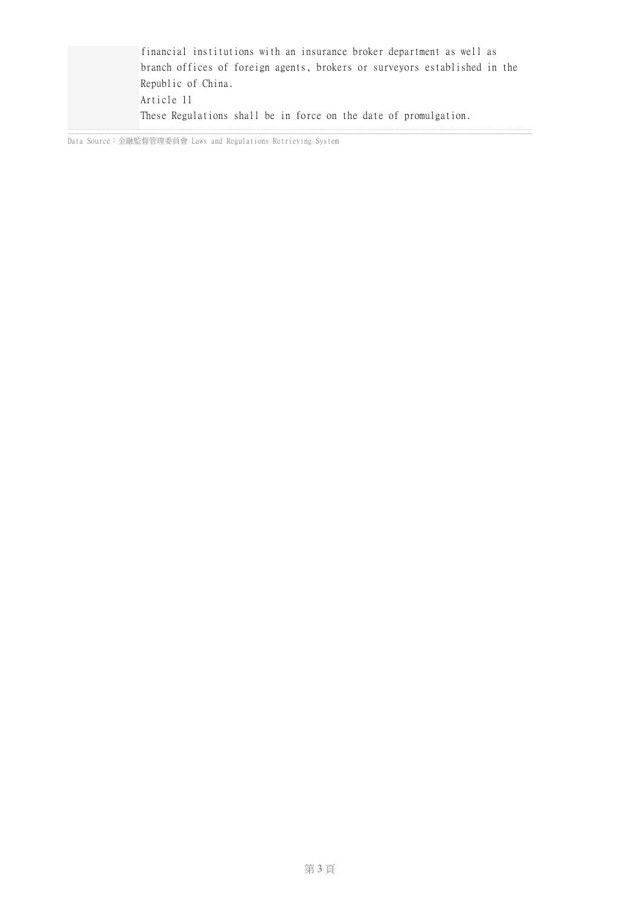financial institutions with an insurance broker department as well as branch offices of foreign agents, brokers or surveyors established in the Republic of China.

Article 11

These Regulations shall be in force on the date of promulgation.

Data Source：金融監督管理委員會 Laws and Regulations Retrieving System